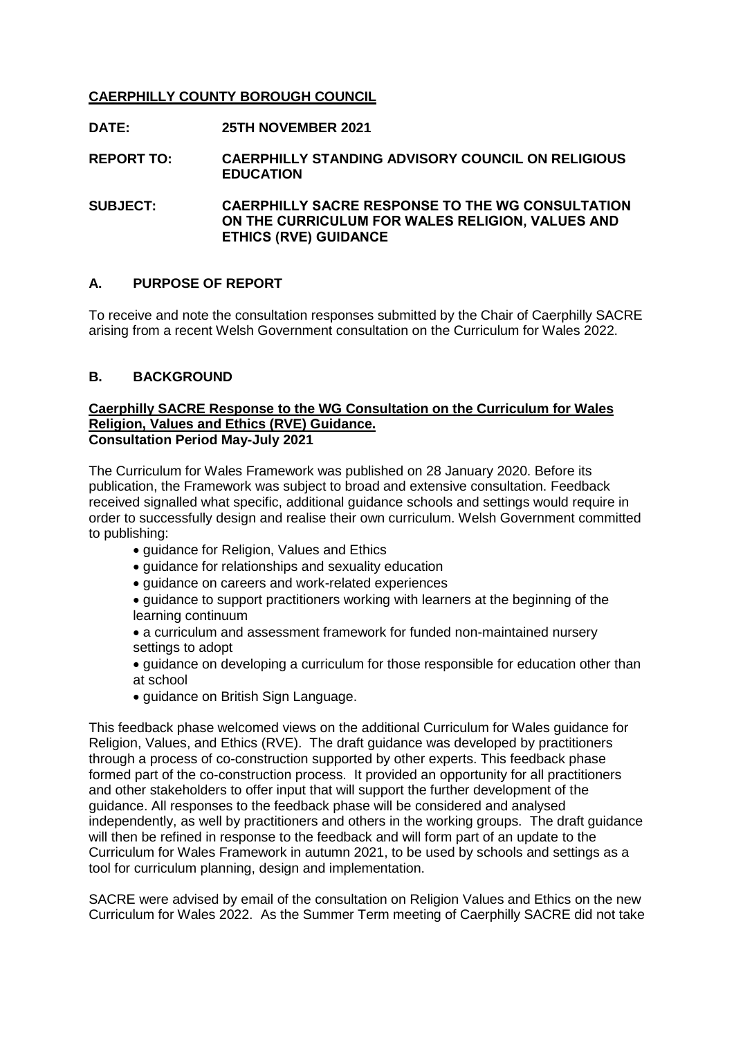**CAERPHILLY COUNTY BOROUGH COUNCIL**

**DATE:** **25TH NOVEMBER 2021**

**REPORT TO:** **CAERPHILLY STANDING ADVISORY COUNCIL ON RELIGIOUS EDUCATION**

**SUBJECT:** **CAERPHILLY SACRE RESPONSE TO THE WG CONSULTATION ON THE CURRICULUM FOR WALES RELIGION, VALUES AND ETHICS (RVE) GUIDANCE**

## A. PURPOSE OF REPORT

To receive and note the consultation responses submitted by the Chair of Caerphilly SACRE arising from a recent Welsh Government consultation on the Curriculum for Wales 2022.

## B. BACKGROUND

**Caerphilly SACRE Response to the WG Consultation on the Curriculum for Wales Religion, Values and Ethics (RVE) Guidance.**
**Consultation Period May-July 2021**

The Curriculum for Wales Framework was published on 28 January 2020. Before its publication, the Framework was subject to broad and extensive consultation. Feedback received signalled what specific, additional guidance schools and settings would require in order to successfully design and realise their own curriculum. Welsh Government committed to publishing:

- guidance for Religion, Values and Ethics
- guidance for relationships and sexuality education
- guidance on careers and work-related experiences
- guidance to support practitioners working with learners at the beginning of the learning continuum
- a curriculum and assessment framework for funded non-maintained nursery settings to adopt
- guidance on developing a curriculum for those responsible for education other than at school
- guidance on British Sign Language.

This feedback phase welcomed views on the additional Curriculum for Wales guidance for Religion, Values, and Ethics (RVE). The draft guidance was developed by practitioners through a process of co-construction supported by other experts. This feedback phase formed part of the co-construction process. It provided an opportunity for all practitioners and other stakeholders to offer input that will support the further development of the guidance. All responses to the feedback phase will be considered and analysed independently, as well by practitioners and others in the working groups. The draft guidance will then be refined in response to the feedback and will form part of an update to the Curriculum for Wales Framework in autumn 2021, to be used by schools and settings as a tool for curriculum planning, design and implementation.

SACRE were advised by email of the consultation on Religion Values and Ethics on the new Curriculum for Wales 2022. As the Summer Term meeting of Caerphilly SACRE did not take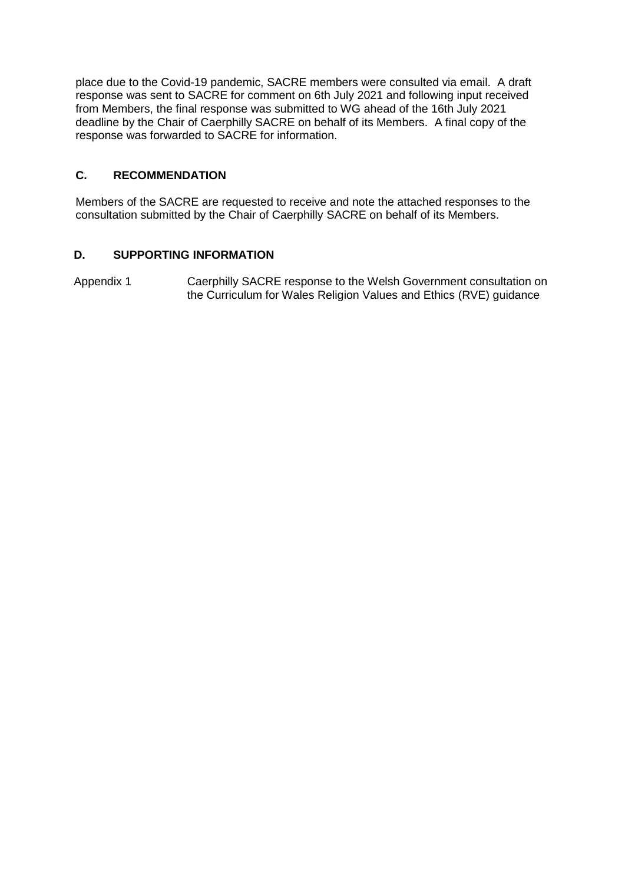place due to the Covid-19 pandemic, SACRE members were consulted via email. A draft response was sent to SACRE for comment on 6th July 2021 and following input received from Members, the final response was submitted to WG ahead of the 16th July 2021 deadline by the Chair of Caerphilly SACRE on behalf of its Members. A final copy of the response was forwarded to SACRE for information.

## C. RECOMMENDATION

Members of the SACRE are requested to receive and note the attached responses to the consultation submitted by the Chair of Caerphilly SACRE on behalf of its Members.

## D. SUPPORTING INFORMATION

Appendix 1 Caerphilly SACRE response to the Welsh Government consultation on the Curriculum for Wales Religion Values and Ethics (RVE) guidance